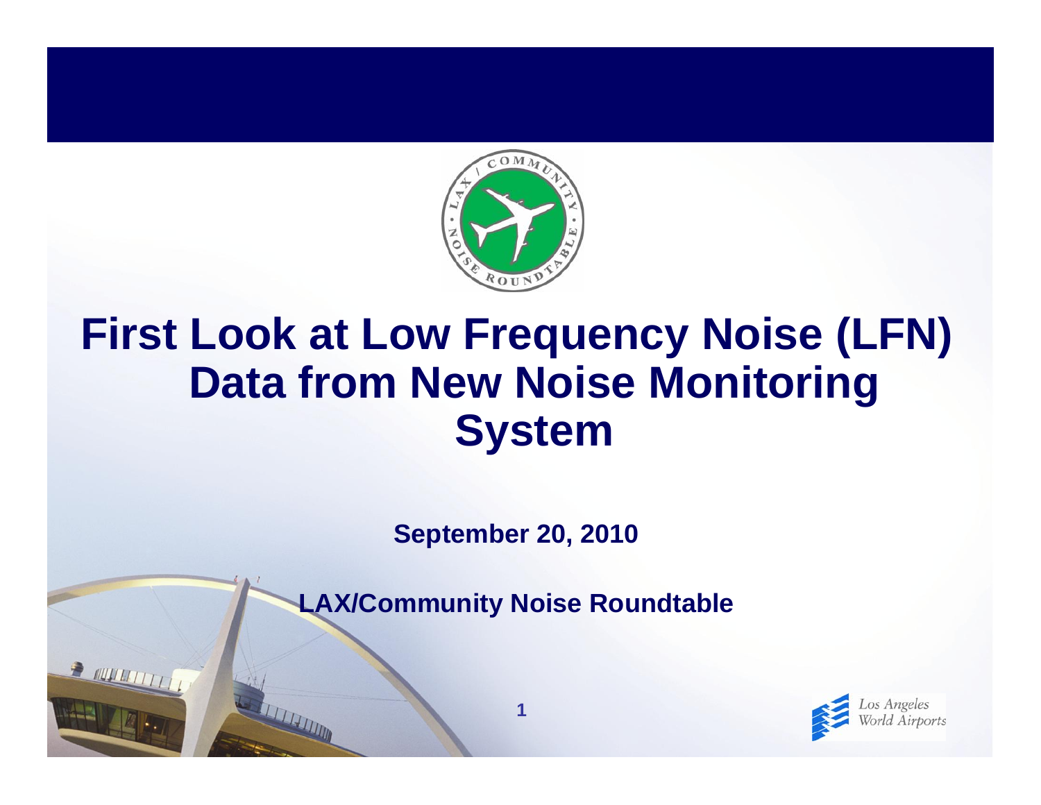# First Look at Low Frequency Noise (LFN) Data from New Noise Monitoring System

**September 20, 2010**

**LAX/Community Noise Roundtable**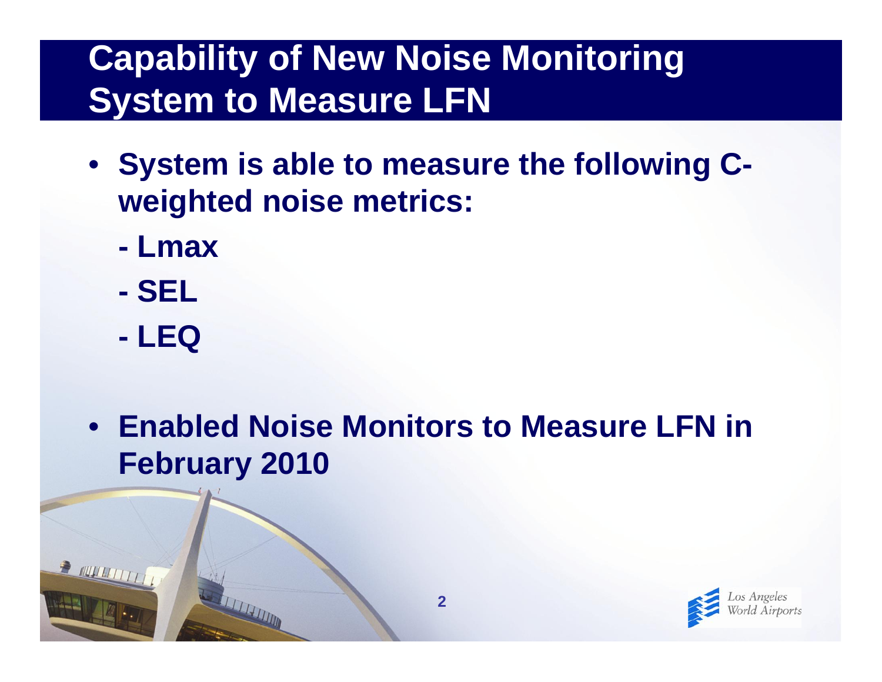# Capability of New Noise Monitoring System to Measure LFN

- System is able to measure the following C-weighted noise metrics:
  - Lmax
  - SEL
  - LEQ

- Enabled Noise Monitors to Measure LFN in February 2010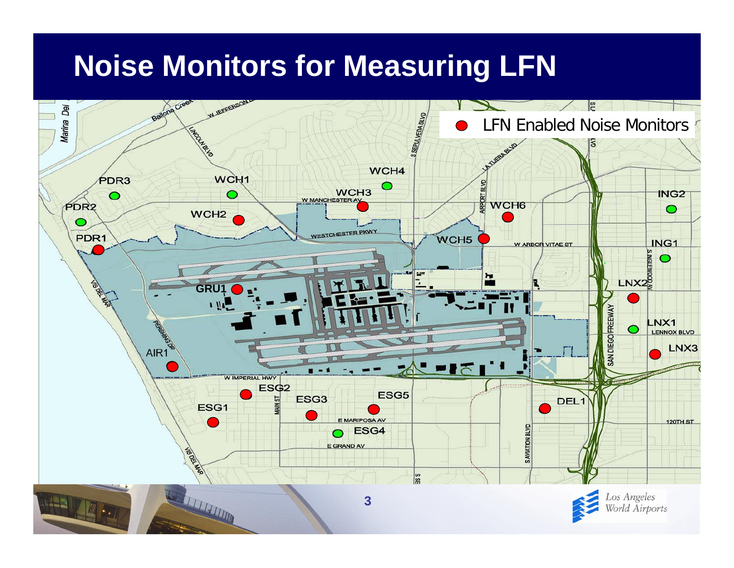# Noise Monitors for Measuring LFN

LFN Enabled Noise Monitors

PDR3, WCH1, WCH4, WCH3, PDR2, WCH2, WCH6, ING2, PDR1, WCH5, ING1, GRU1, LNX2, LNX1, LNX3, AIR1, ESG2, ESG5, ESG3, DEL1, ESG1, ESG4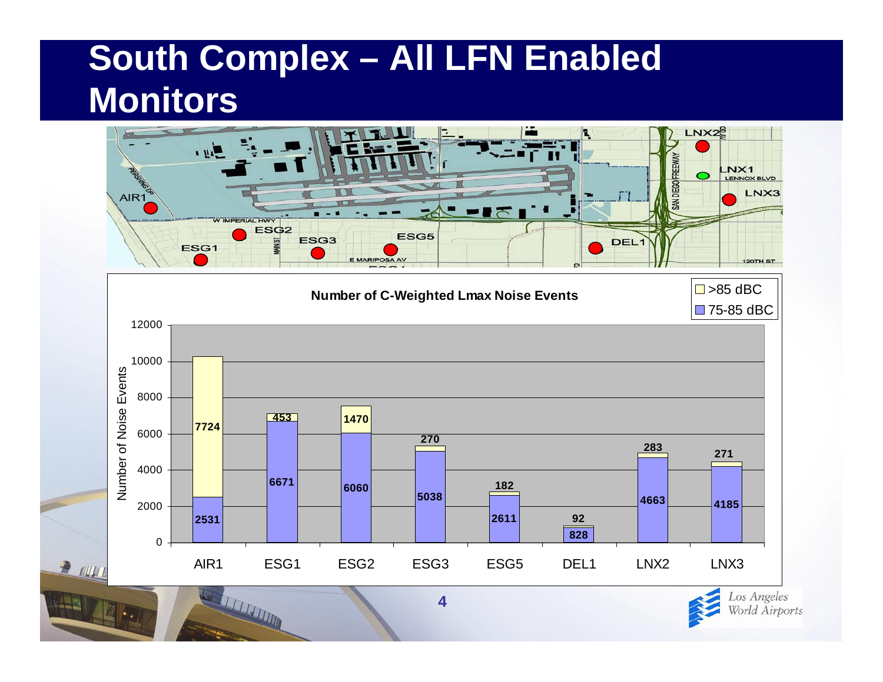# South Complex – All LFN Enabled Monitors

**Number of C-Weighted Lmax Noise Events**

| Monitor | 75-85 dBC | >85 dBC |
|---|---|---|
| AIR1 | 2531 | 7724 |
| ESG1 | 6671 | 453 |
| ESG2 | 6060 | 1470 |
| ESG3 | 5038 | 270 |
| ESG5 | 2611 | 182 |
| DEL1 | 828 | 92 |
| LNX2 | 4663 | 283 |
| LNX3 | 4185 | 271 |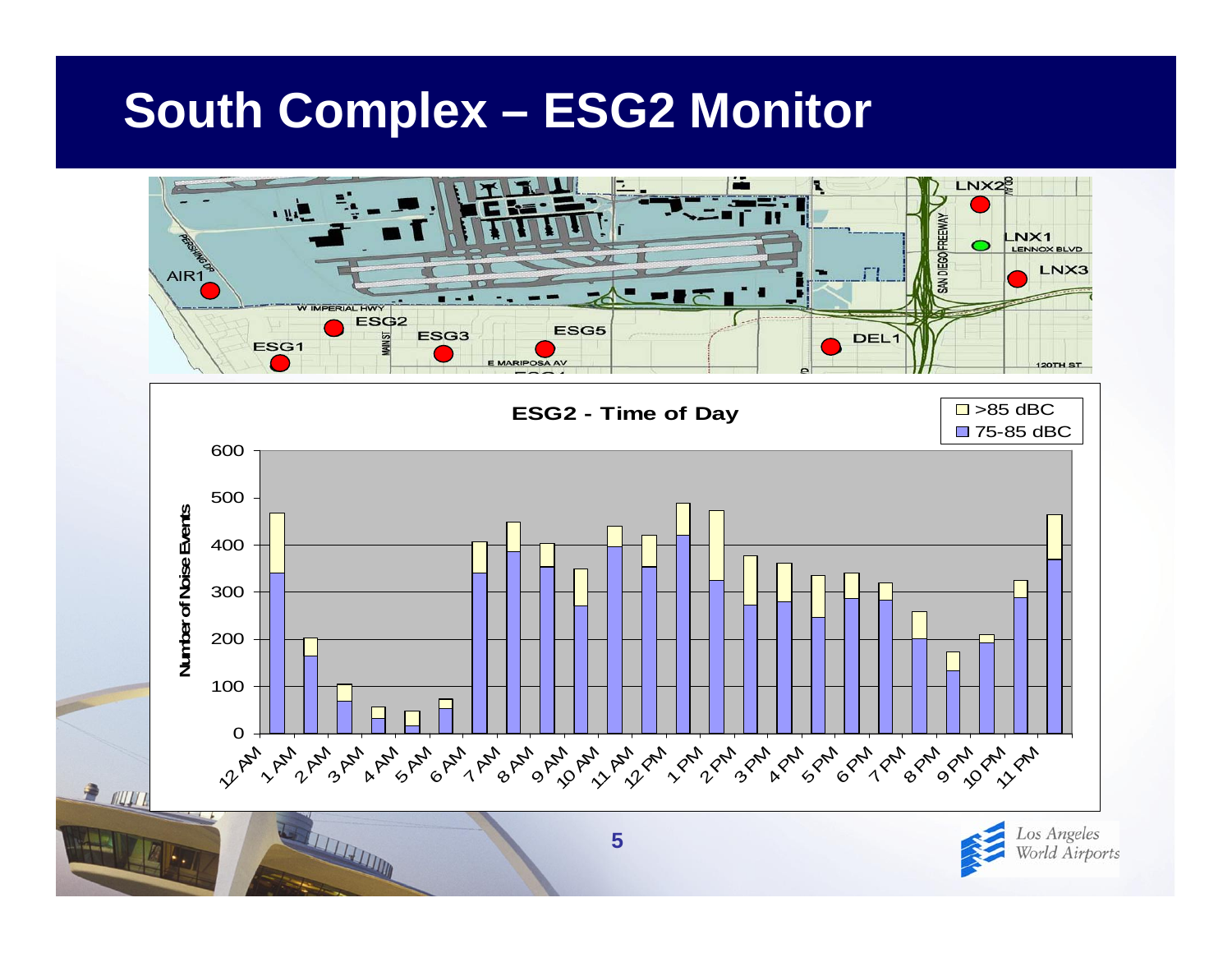# South Complex – ESG2 Monitor

AIR1, ESG1, ESG2, ESG3, ESG5, DEL1, LNX1, LNX2, LNX3

W IMPERIAL HWY, E MARIPOSA AV, PERSHING DR, MAIN ST, SAN DIEGO FREEWAY, LENNOX BLVD, 120TH ST

**ESG2 - Time of Day**

Legend: >85 dBC; 75-85 dBC

Y-axis: Number of Noise Events (0–600)

X-axis: 12 AM, 1 AM, 2 AM, 3 AM, 4 AM, 5 AM, 6 AM, 7 AM, 8 AM, 9 AM, 10 AM, 11 AM, 12 PM, 1 PM, 2 PM, 3 PM, 4 PM, 5 PM, 6 PM, 7 PM, 8 PM, 9 PM, 10 PM, 11 PM

Los Angeles World Airports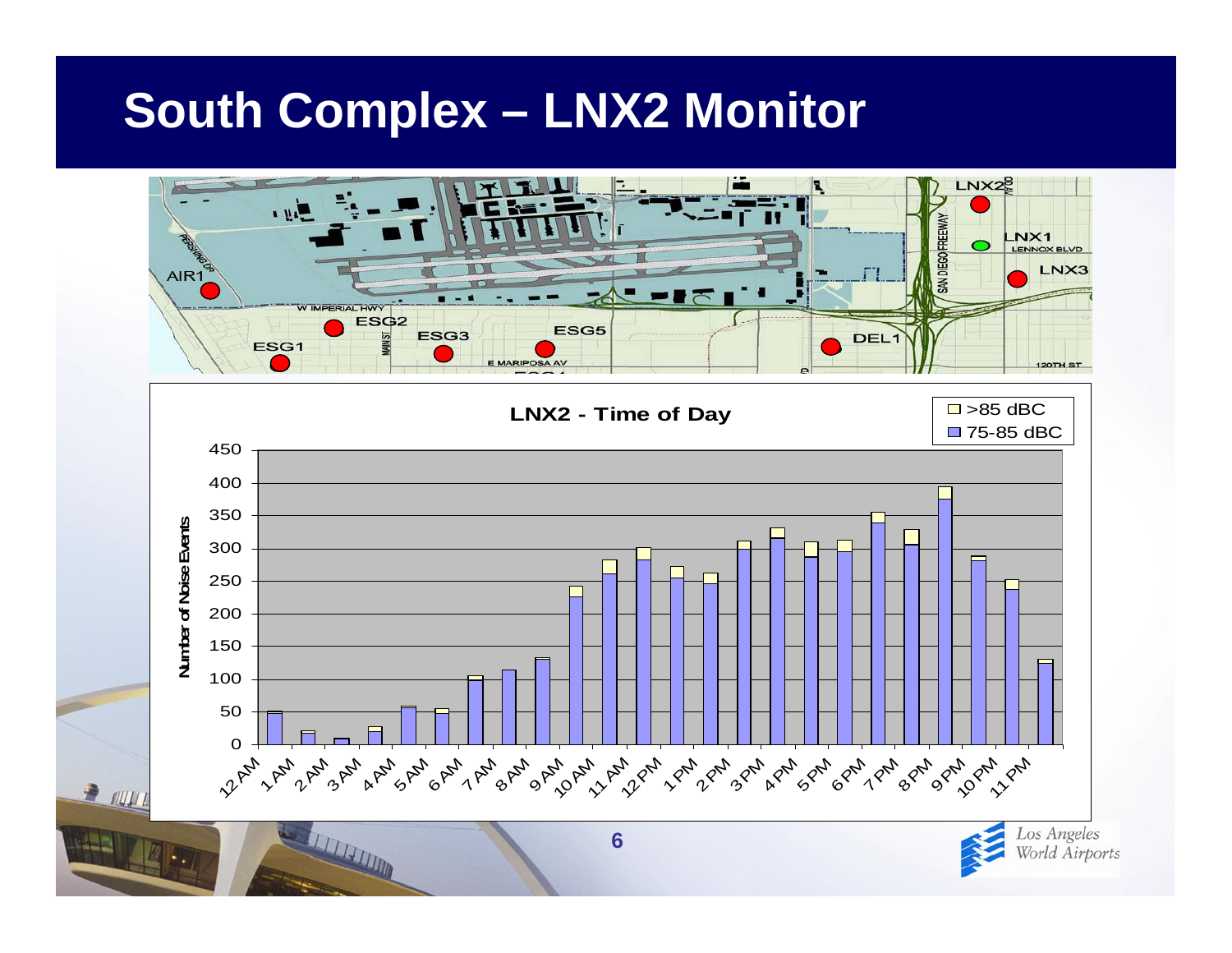# South Complex – LNX2 Monitor

**LNX2 - Time of Day**

Legend: >85 dBC; 75-85 dBC

Y-axis: Number of Noise Events (0–450)

X-axis: 12 AM, 1 AM, 2 AM, 3 AM, 4 AM, 5 AM, 6 AM, 7 AM, 8 AM, 9 AM, 10 AM, 11 AM, 12 PM, 1 PM, 2 PM, 3 PM, 4 PM, 5 PM, 6 PM, 7 PM, 8 PM, 9 PM, 10 PM, 11 PM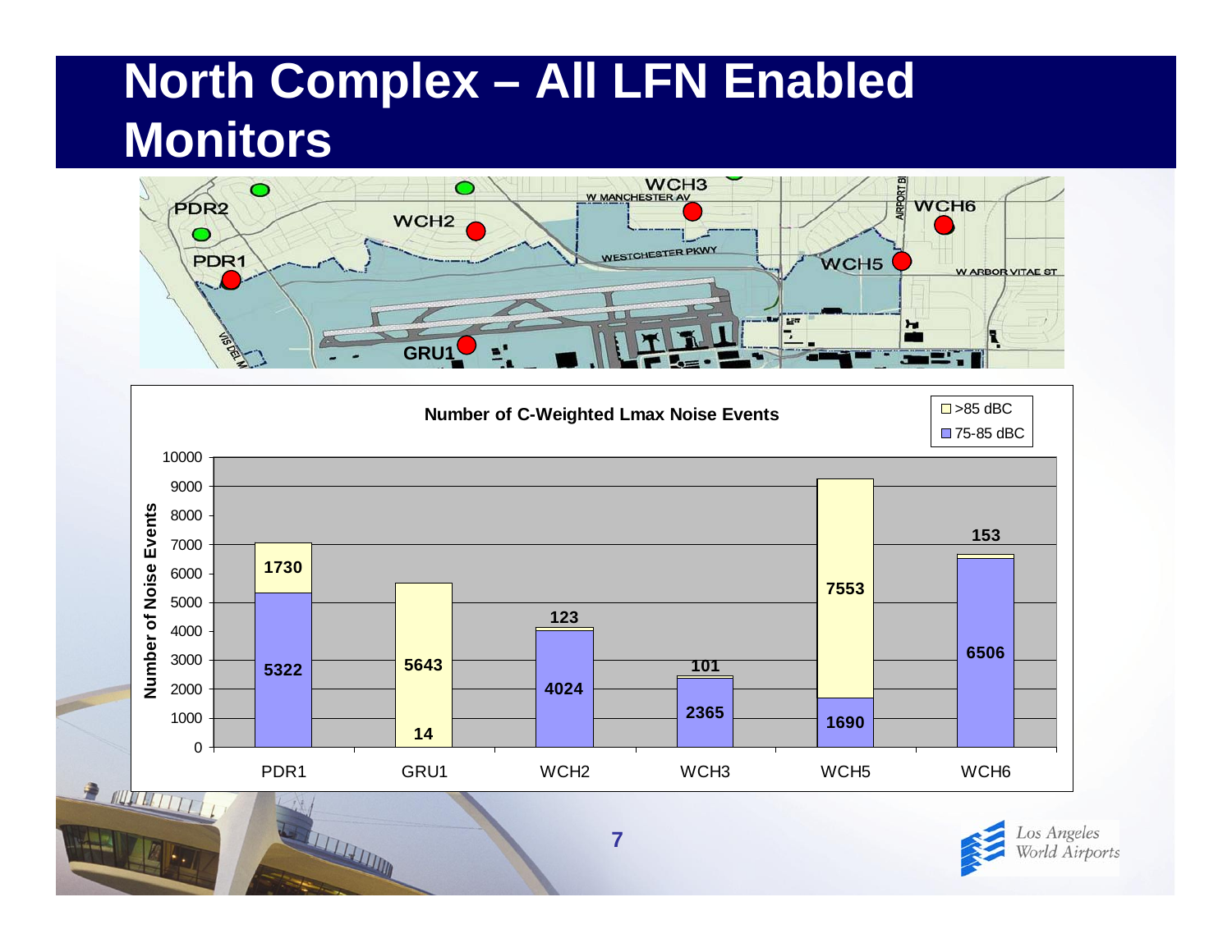# North Complex – All LFN Enabled Monitors

**Number of C-Weighted Lmax Noise Events**

| Monitor | 75-85 dBC | >85 dBC |
|---|---|---|
| PDR1 | 5322 | 1730 |
| GRU1 | 14 | 5643 |
| WCH2 | 4024 | 123 |
| WCH3 | 2365 | 101 |
| WCH5 | 1690 | 7553 |
| WCH6 | 6506 | 153 |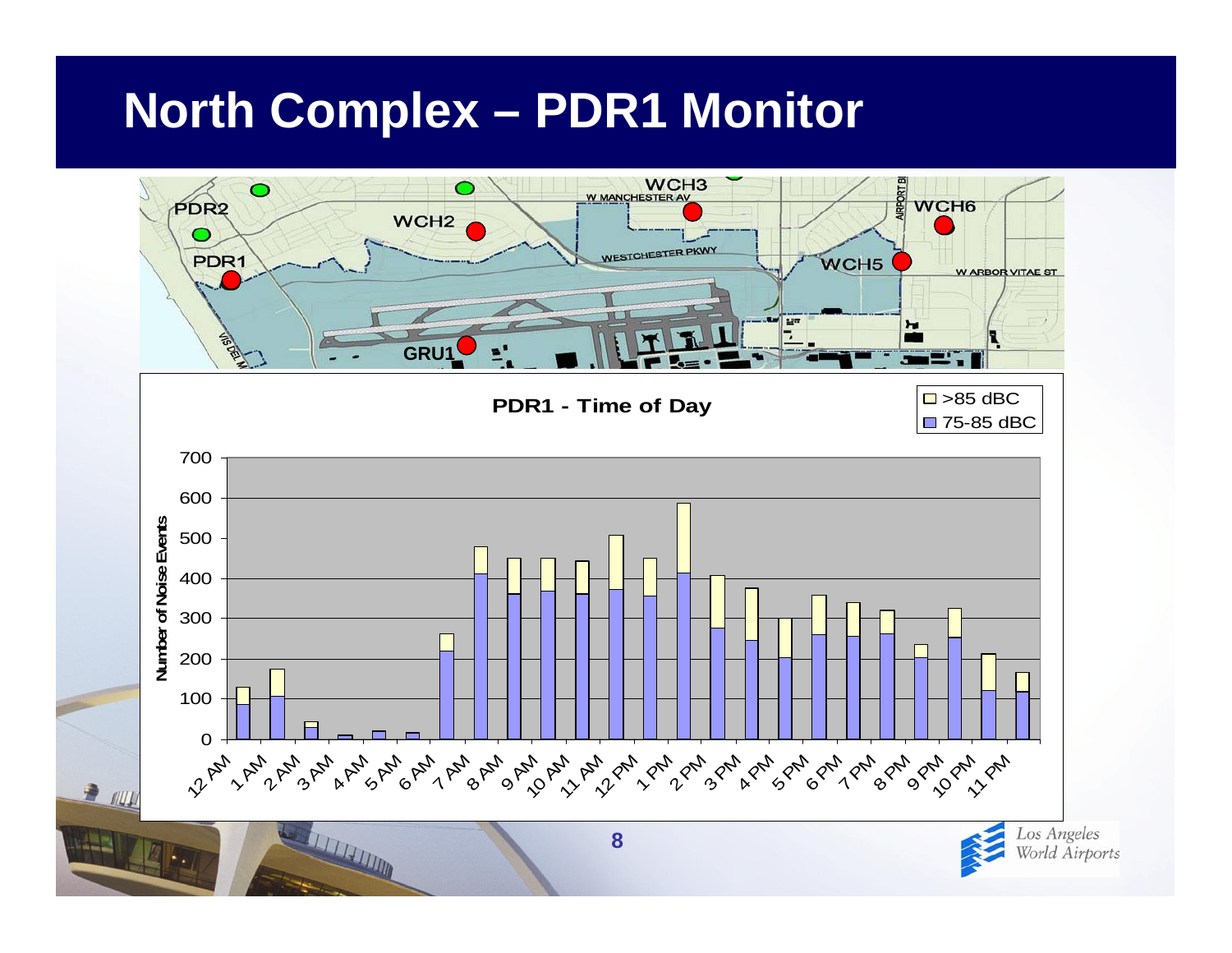# North Complex – PDR1 Monitor

PDR2

PDR1

WCH2

WCH3

W MANCHESTER AV

WESTCHESTER PKWY

AIRPORT BL

WCH6

WCH5

W ARBOR VITAE ST

GRU1

VISTA DEL MAR

**PDR1 - Time of Day**

>85 dBC

75-85 dBC

Number of Noise Events

0, 100, 200, 300, 400, 500, 600, 700

12 AM, 1 AM, 2 AM, 3 AM, 4 AM, 5 AM, 6 AM, 7 AM, 8 AM, 9 AM, 10 AM, 11 AM, 12 PM, 1 PM, 2 PM, 3 PM, 4 PM, 5 PM, 6 PM, 7 PM, 8 PM, 9 PM, 10 PM, 11 PM

Los Angeles World Airports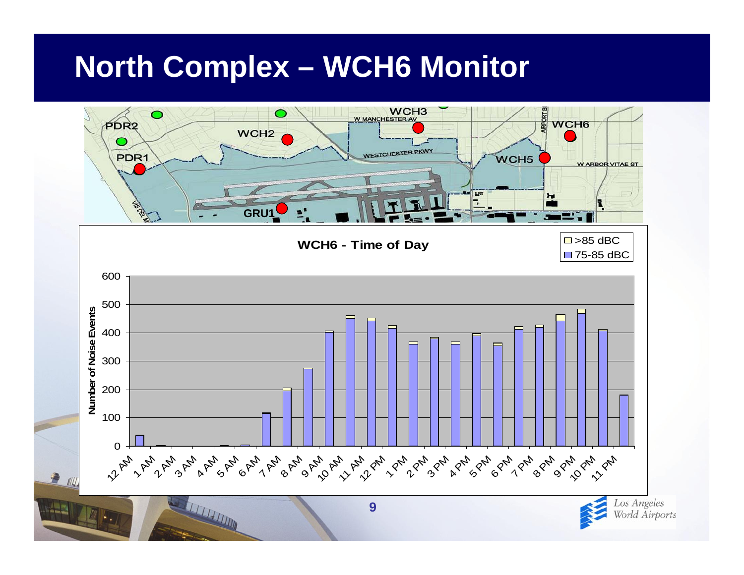# North Complex – WCH6 Monitor

PDR2
PDR1
WCH2
WCH3
W MANCHESTER AV
WESTCHESTER PKWY
AIRPORT BL
WCH6
WCH5
W ARBOR VITAE ST
GRU1
VIS DEL M

**WCH6 - Time of Day**

>85 dBC
75-85 dBC

Number of Noise Events

600
500
400
300
200
100
0

12 AM, 1 AM, 2 AM, 3 AM, 4 AM, 5 AM, 6 AM, 7 AM, 8 AM, 9 AM, 10 AM, 11 AM, 12 PM, 1 PM, 2 PM, 3 PM, 4 PM, 5 PM, 6 PM, 7 PM, 8 PM, 9 PM, 10 PM, 11 PM

Los Angeles World Airports